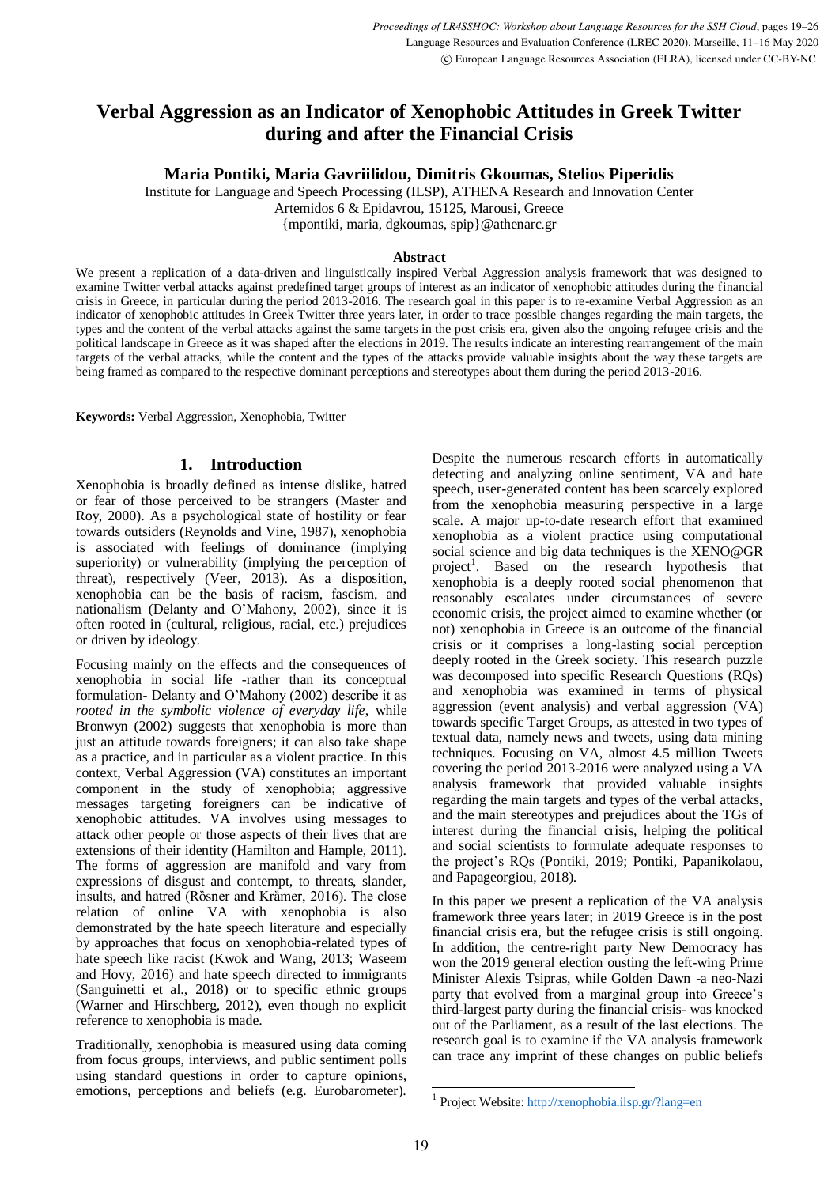# Verbal Aggression as an Indicator of Xenophobic Attitudes in Greek Twitter during and after the Financial Crisis

**Maria Pontiki, Maria Gavriilidou, Dimitris Gkoumas, Stelios Piperidis**

Institute for Language and Speech Processing (ILSP), ATHENA Research and Innovation Center
Artemidos 6 & Epidavrou, 15125, Marousi, Greece
{mpontiki, maria, dgkoumas, spip}@athenarc.gr

### Abstract

We present a replication of a data-driven and linguistically inspired Verbal Aggression analysis framework that was designed to examine Twitter verbal attacks against predefined target groups of interest as an indicator of xenophobic attitudes during the financial crisis in Greece, in particular during the period 2013-2016. The research goal in this paper is to re-examine Verbal Aggression as an indicator of xenophobic attitudes in Greek Twitter three years later, in order to trace possible changes regarding the main targets, the types and the content of the verbal attacks against the same targets in the post crisis era, given also the ongoing refugee crisis and the political landscape in Greece as it was shaped after the elections in 2019. The results indicate an interesting rearrangement of the main targets of the verbal attacks, while the content and the types of the attacks provide valuable insights about the way these targets are being framed as compared to the respective dominant perceptions and stereotypes about them during the period 2013-2016.

**Keywords:** Verbal Aggression, Xenophobia, Twitter

## 1. Introduction

Xenophobia is broadly defined as intense dislike, hatred or fear of those perceived to be strangers (Master and Roy, 2000). As a psychological state of hostility or fear towards outsiders (Reynolds and Vine, 1987), xenophobia is associated with feelings of dominance (implying superiority) or vulnerability (implying the perception of threat), respectively (Veer, 2013). As a disposition, xenophobia can be the basis of racism, fascism, and nationalism (Delanty and O'Mahony, 2002), since it is often rooted in (cultural, religious, racial, etc.) prejudices or driven by ideology.

Focusing mainly on the effects and the consequences of xenophobia in social life -rather than its conceptual formulation- Delanty and O'Mahony (2002) describe it as *rooted in the symbolic violence of everyday life*, while Bronwyn (2002) suggests that xenophobia is more than just an attitude towards foreigners; it can also take shape as a practice, and in particular as a violent practice. In this context, Verbal Aggression (VA) constitutes an important component in the study of xenophobia; aggressive messages targeting foreigners can be indicative of xenophobic attitudes. VA involves using messages to attack other people or those aspects of their lives that are extensions of their identity (Hamilton and Hample, 2011). The forms of aggression are manifold and vary from expressions of disgust and contempt, to threats, slander, insults, and hatred (Rösner and Krämer, 2016). The close relation of online VA with xenophobia is also demonstrated by the hate speech literature and especially by approaches that focus on xenophobia-related types of hate speech like racist (Kwok and Wang, 2013; Waseem and Hovy, 2016) and hate speech directed to immigrants (Sanguinetti et al., 2018) or to specific ethnic groups (Warner and Hirschberg, 2012), even though no explicit reference to xenophobia is made.

Traditionally, xenophobia is measured using data coming from focus groups, interviews, and public sentiment polls using standard questions in order to capture opinions, emotions, perceptions and beliefs (e.g. Eurobarometer).

Despite the numerous research efforts in automatically detecting and analyzing online sentiment, VA and hate speech, user-generated content has been scarcely explored from the xenophobia measuring perspective in a large scale. A major up-to-date research effort that examined xenophobia as a violent practice using computational social science and big data techniques is the XENO@GR project[1]. Based on the research hypothesis that xenophobia is a deeply rooted social phenomenon that reasonably escalates under circumstances of severe economic crisis, the project aimed to examine whether (or not) xenophobia in Greece is an outcome of the financial crisis or it comprises a long-lasting social perception deeply rooted in the Greek society. This research puzzle was decomposed into specific Research Questions (RQs) and xenophobia was examined in terms of physical aggression (event analysis) and verbal aggression (VA) towards specific Target Groups, as attested in two types of textual data, namely news and tweets, using data mining techniques. Focusing on VA, almost 4.5 million Tweets covering the period 2013-2016 were analyzed using a VA analysis framework that provided valuable insights regarding the main targets and types of the verbal attacks, and the main stereotypes and prejudices about the TGs of interest during the financial crisis, helping the political and social scientists to formulate adequate responses to the project's RQs (Pontiki, 2019; Pontiki, Papanikolaou, and Papageorgiou, 2018).

In this paper we present a replication of the VA analysis framework three years later; in 2019 Greece is in the post financial crisis era, but the refugee crisis is still ongoing. In addition, the centre-right party New Democracy has won the 2019 general election ousting the left-wing Prime Minister Alexis Tsipras, while Golden Dawn -a neo-Nazi party that evolved from a marginal group into Greece's third-largest party during the financial crisis- was knocked out of the Parliament, as a result of the last elections. The research goal is to examine if the VA analysis framework can trace any imprint of these changes on public beliefs

[1] Project Website: http://xenophobia.ilsp.gr/?lang=en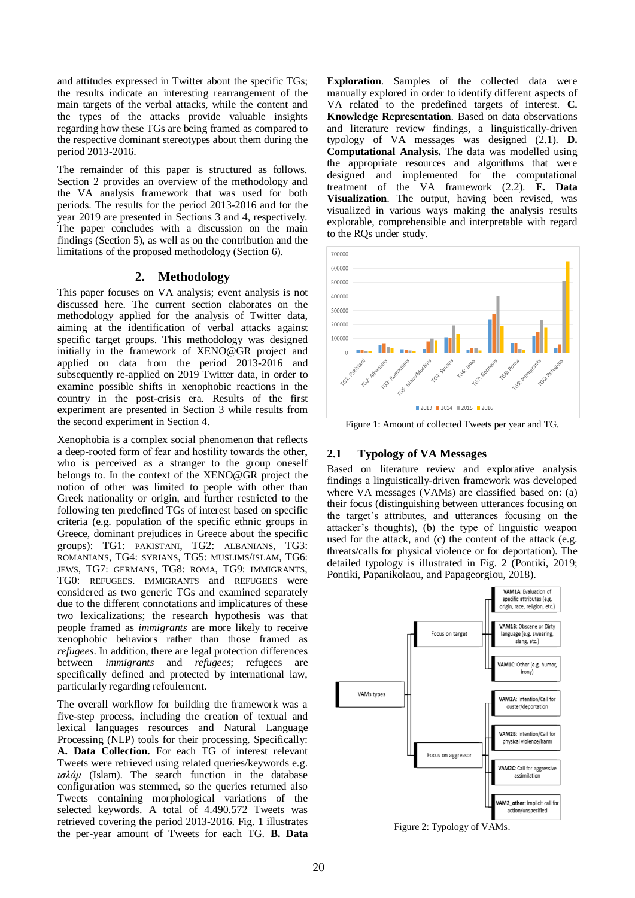and attitudes expressed in Twitter about the specific TGs; the results indicate an interesting rearrangement of the main targets of the verbal attacks, while the content and the types of the attacks provide valuable insights regarding how these TGs are being framed as compared to the respective dominant stereotypes about them during the period 2013-2016.

The remainder of this paper is structured as follows. Section 2 provides an overview of the methodology and the VA analysis framework that was used for both periods. The results for the period 2013-2016 and for the year 2019 are presented in Sections 3 and 4, respectively. The paper concludes with a discussion on the main findings (Section 5), as well as on the contribution and the limitations of the proposed methodology (Section 6).

## 2. Methodology

This paper focuses on VA analysis; event analysis is not discussed here. The current section elaborates on the methodology applied for the analysis of Twitter data, aiming at the identification of verbal attacks against specific target groups. This methodology was designed initially in the framework of XENO@GR project and applied on data from the period 2013-2016 and subsequently re-applied on 2019 Twitter data, in order to examine possible shifts in xenophobic reactions in the country in the post-crisis era. Results of the first experiment are presented in Section 3 while results from the second experiment in Section 4.

Xenophobia is a complex social phenomenon that reflects a deep-rooted form of fear and hostility towards the other, who is perceived as a stranger to the group oneself belongs to. In the context of the XENO@GR project the notion of other was limited to people with other than Greek nationality or origin, and further restricted to the following ten predefined TGs of interest based on specific criteria (e.g. population of the specific ethnic groups in Greece, dominant prejudices in Greece about the specific groups): TG1: PAKISTANI, TG2: ALBANIANS, TG3: ROMANIANS, TG4: SYRIANS, TG5: MUSLIMS/ISLAM, TG6: JEWS, TG7: GERMANS, TG8: ROMA, TG9: IMMIGRANTS, TG0: REFUGEES. IMMIGRANTS and REFUGEES were considered as two generic TGs and examined separately due to the different connotations and implicatures of these two lexicalizations; the research hypothesis was that people framed as *immigrants* are more likely to receive xenophobic behaviors rather than those framed as *refugees*. In addition, there are legal protection differences between *immigrants* and *refugees*; refugees are specifically defined and protected by international law, particularly regarding refoulement.

The overall workflow for building the framework was a five-step process, including the creation of textual and lexical languages resources and Natural Language Processing (NLP) tools for their processing. Specifically: **A. Data Collection.** For each TG of interest relevant Tweets were retrieved using related queries/keywords e.g. *ισλάμ* (Islam). The search function in the database configuration was stemmed, so the queries returned also Tweets containing morphological variations of the selected keywords. A total of 4.490.572 Tweets was retrieved covering the period 2013-2016. Fig. 1 illustrates the per-year amount of Tweets for each TG. **B. Data Exploration**. Samples of the collected data were manually explored in order to identify different aspects of VA related to the predefined targets of interest. **C. Knowledge Representation**. Based on data observations and literature review findings, a linguistically-driven typology of VA messages was designed (2.1). **D. Computational Analysis.** The data was modelled using the appropriate resources and algorithms that were designed and implemented for the computational treatment of the VA framework (2.2). **E. Data Visualization**. The output, having been revised, was visualized in various ways making the analysis results explorable, comprehensible and interpretable with regard to the RQs under study.

Figure 1: Amount of collected Tweets per year and TG.

### 2.1 Typology of VA Messages

Based on literature review and explorative analysis findings a linguistically-driven framework was developed where VA messages (VAMs) are classified based on: (a) their focus (distinguishing between utterances focusing on the target's attributes, and utterances focusing on the attacker's thoughts), (b) the type of linguistic weapon used for the attack, and (c) the content of the attack (e.g. threats/calls for physical violence or for deportation). The detailed typology is illustrated in Fig. 2 (Pontiki, 2019; Pontiki, Papanikolaou, and Papageorgiou, 2018).

Figure 2: Typology of VAMs.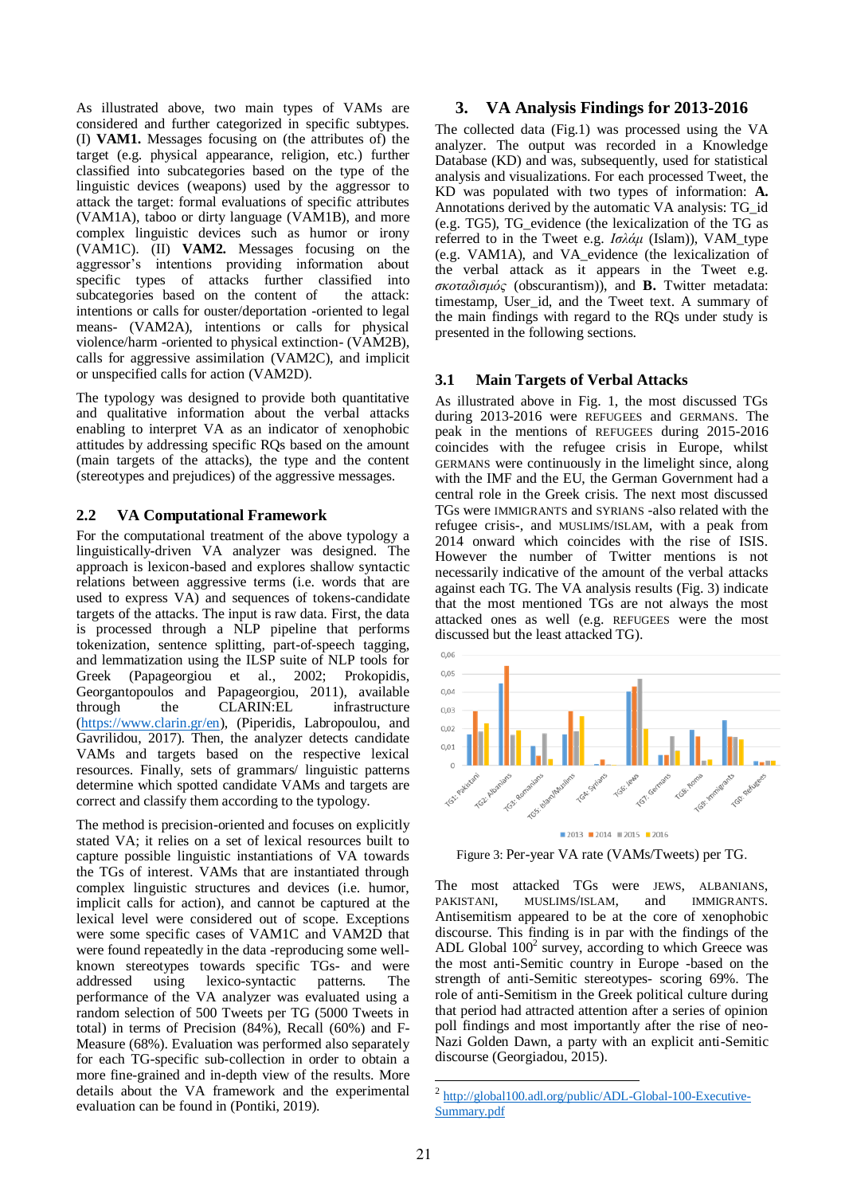As illustrated above, two main types of VAMs are considered and further categorized in specific subtypes. (I) **VAM1.** Messages focusing on (the attributes of) the target (e.g. physical appearance, religion, etc.) further classified into subcategories based on the type of the linguistic devices (weapons) used by the aggressor to attack the target: formal evaluations of specific attributes (VAM1A), taboo or dirty language (VAM1B), and more complex linguistic devices such as humor or irony (VAM1C). (II) **VAM2.** Messages focusing on the aggressor's intentions providing information about specific types of attacks further classified into subcategories based on the content of the attack: intentions or calls for ouster/deportation -oriented to legal means- (VAM2A), intentions or calls for physical violence/harm -oriented to physical extinction- (VAM2B), calls for aggressive assimilation (VAM2C), and implicit or unspecified calls for action (VAM2D).

The typology was designed to provide both quantitative and qualitative information about the verbal attacks enabling to interpret VA as an indicator of xenophobic attitudes by addressing specific RQs based on the amount (main targets of the attacks), the type and the content (stereotypes and prejudices) of the aggressive messages.

## 2.2 VA Computational Framework

For the computational treatment of the above typology a linguistically-driven VA analyzer was designed. The approach is lexicon-based and explores shallow syntactic relations between aggressive terms (i.e. words that are used to express VA) and sequences of tokens-candidate targets of the attacks. The input is raw data. First, the data is processed through a NLP pipeline that performs tokenization, sentence splitting, part-of-speech tagging, and lemmatization using the ILSP suite of NLP tools for Greek (Papageorgiou et al., 2002; Prokopidis, Georgantopoulos and Papageorgiou, 2011), available through the CLARIN:EL infrastructure (https://www.clarin.gr/en), (Piperidis, Labropoulou, and Gavrilidou, 2017). Then, the analyzer detects candidate VAMs and targets based on the respective lexical resources. Finally, sets of grammars/ linguistic patterns determine which spotted candidate VAMs and targets are correct and classify them according to the typology.

The method is precision-oriented and focuses on explicitly stated VA; it relies on a set of lexical resources built to capture possible linguistic instantiations of VA towards the TGs of interest. VAMs that are instantiated through complex linguistic structures and devices (i.e. humor, implicit calls for action), and cannot be captured at the lexical level were considered out of scope. Exceptions were some specific cases of VAM1C and VAM2D that were found repeatedly in the data -reproducing some well-known stereotypes towards specific TGs- and were addressed using lexico-syntactic patterns. The performance of the VA analyzer was evaluated using a random selection of 500 Tweets per TG (5000 Tweets in total) in terms of Precision (84%), Recall (60%) and F-Measure (68%). Evaluation was performed also separately for each TG-specific sub-collection in order to obtain a more fine-grained and in-depth view of the results. More details about the VA framework and the experimental evaluation can be found in (Pontiki, 2019).

# 3. VA Analysis Findings for 2013-2016

The collected data (Fig.1) was processed using the VA analyzer. The output was recorded in a Knowledge Database (KD) and was, subsequently, used for statistical analysis and visualizations. For each processed Tweet, the KD was populated with two types of information: **A.** Annotations derived by the automatic VA analysis: TG_id (e.g. TG5), TG_evidence (the lexicalization of the TG as referred to in the Tweet e.g. *Ισλάμ* (Islam)), VAM_type (e.g. VAM1A), and VA_evidence (the lexicalization of the verbal attack as it appears in the Tweet e.g. *σκοταδισμός* (obscurantism)), and **B.** Twitter metadata: timestamp, User_id, and the Tweet text. A summary of the main findings with regard to the RQs under study is presented in the following sections.

## 3.1 Main Targets of Verbal Attacks

As illustrated above in Fig. 1, the most discussed TGs during 2013-2016 were REFUGEES and GERMANS. The peak in the mentions of REFUGEES during 2015-2016 coincides with the refugee crisis in Europe, whilst GERMANS were continuously in the limelight since, along with the IMF and the EU, the German Government had a central role in the Greek crisis. The next most discussed TGs were IMMIGRANTS and SYRIANS -also related with the refugee crisis-, and MUSLIMS/ISLAM, with a peak from 2014 onward which coincides with the rise of ISIS. However the number of Twitter mentions is not necessarily indicative of the amount of the verbal attacks against each TG. The VA analysis results (Fig. 3) indicate that the most mentioned TGs are not always the most attacked ones as well (e.g. REFUGEES were the most discussed but the least attacked TG).

Figure 3: Per-year VA rate (VAMs/Tweets) per TG.

The most attacked TGs were JEWS, ALBANIANS, PAKISTANI, MUSLIMS/ISLAM, and IMMIGRANTS. Antisemitism appeared to be at the core of xenophobic discourse. This finding is in par with the findings of the ADL Global 100[2] survey, according to which Greece was the most anti-Semitic country in Europe -based on the strength of anti-Semitic stereotypes- scoring 69%. The role of anti-Semitism in the Greek political culture during that period had attracted attention after a series of opinion poll findings and most importantly after the rise of neo-Nazi Golden Dawn, a party with an explicit anti-Semitic discourse (Georgiadou, 2015).

[2] http://global100.adl.org/public/ADL-Global-100-Executive-Summary.pdf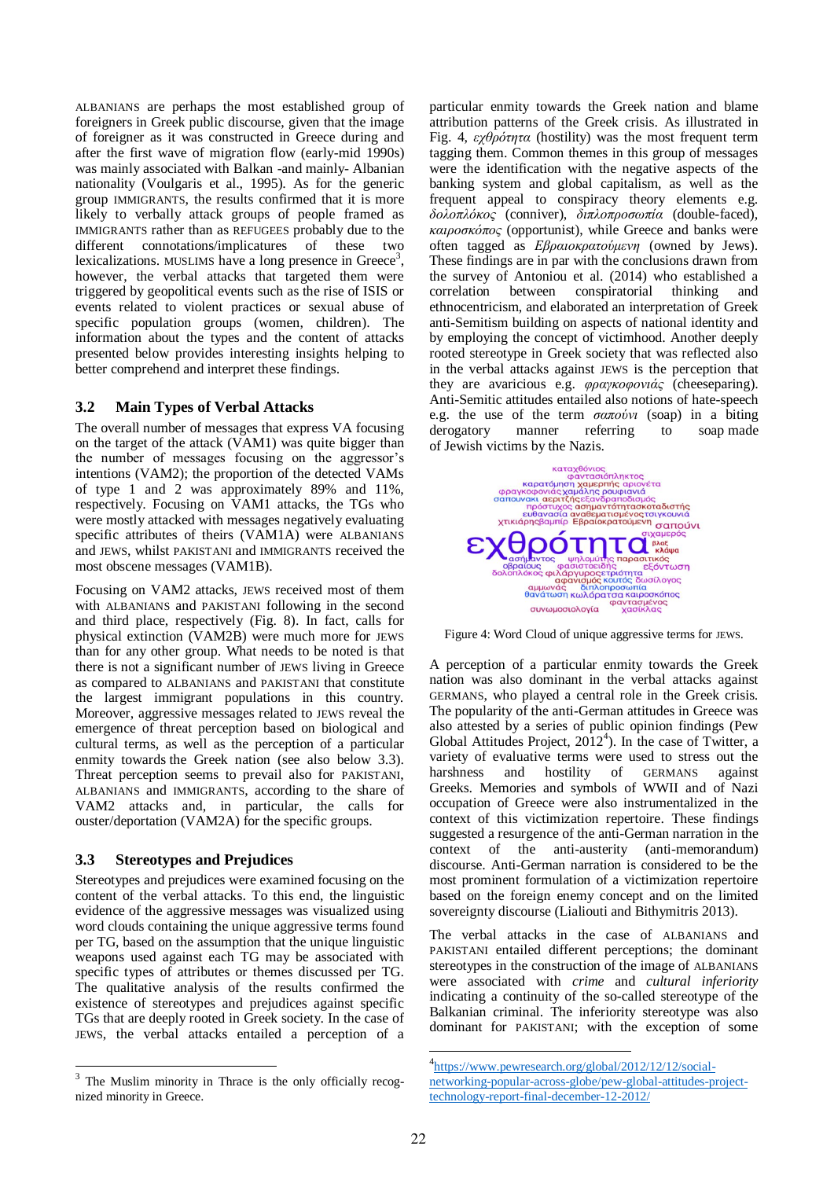ALBANIANS are perhaps the most established group of foreigners in Greek public discourse, given that the image of foreigner as it was constructed in Greece during and after the first wave of migration flow (early-mid 1990s) was mainly associated with Balkan -and mainly- Albanian nationality (Voulgaris et al., 1995). As for the generic group IMMIGRANTS, the results confirmed that it is more likely to verbally attack groups of people framed as IMMIGRANTS rather than as REFUGEES probably due to the different connotations/implicatures of these two lexicalizations. MUSLIMS have a long presence in Greece[3], however, the verbal attacks that targeted them were triggered by geopolitical events such as the rise of ISIS or events related to violent practices or sexual abuse of specific population groups (women, children). The information about the types and the content of attacks presented below provides interesting insights helping to better comprehend and interpret these findings.

### 3.2 Main Types of Verbal Attacks

The overall number of messages that express VA focusing on the target of the attack (VAM1) was quite bigger than the number of messages focusing on the aggressor's intentions (VAM2); the proportion of the detected VAMs of type 1 and 2 was approximately 89% and 11%, respectively. Focusing on VAM1 attacks, the TGs who were mostly attacked with messages negatively evaluating specific attributes of theirs (VAM1A) were ALBANIANS and JEWS, whilst PAKISTANI and IMMIGRANTS received the most obscene messages (VAM1B).

Focusing on VAM2 attacks, JEWS received most of them with ALBANIANS and PAKISTANI following in the second and third place, respectively (Fig. 8). In fact, calls for physical extinction (VAM2B) were much more for JEWS than for any other group. What needs to be noted is that there is not a significant number of JEWS living in Greece as compared to ALBANIANS and PAKISTANI that constitute the largest immigrant populations in this country. Moreover, aggressive messages related to JEWS reveal the emergence of threat perception based on biological and cultural terms, as well as the perception of a particular enmity towards the Greek nation (see also below 3.3). Threat perception seems to prevail also for PAKISTANI, ALBANIANS and IMMIGRANTS, according to the share of VAM2 attacks and, in particular, the calls for ouster/deportation (VAM2A) for the specific groups.

### 3.3 Stereotypes and Prejudices

Stereotypes and prejudices were examined focusing on the content of the verbal attacks. To this end, the linguistic evidence of the aggressive messages was visualized using word clouds containing the unique aggressive terms found per TG, based on the assumption that the unique linguistic weapons used against each TG may be associated with specific types of attributes or themes discussed per TG. The qualitative analysis of the results confirmed the existence of stereotypes and prejudices against specific TGs that are deeply rooted in Greek society. In the case of JEWS, the verbal attacks entailed a perception of a particular enmity towards the Greek nation and blame attribution patterns of the Greek crisis. As illustrated in Fig. 4, *εχθρότητα* (hostility) was the most frequent term tagging them. Common themes in this group of messages were the identification with the negative aspects of the banking system and global capitalism, as well as the frequent appeal to conspiracy theory elements e.g. *δολοπλόκος* (conniver), *διπλοπροσωπία* (double-faced), *καιροσκόπος* (opportunist), while Greece and banks were often tagged as *Εβραιοκρατούμενη* (owned by Jews). These findings are in par with the conclusions drawn from the survey of Antoniou et al. (2014) who established a correlation between conspiratorial thinking and ethnocentricism, and elaborated an interpretation of Greek anti-Semitism building on aspects of national identity and by employing the concept of victimhood. Another deeply rooted stereotype in Greek society that was reflected also in the verbal attacks against JEWS is the perception that they are avaricious e.g. *φραγκοφονιάς* (cheeseparing). Anti-Semitic attitudes entailed also notions of hate-speech e.g. the use of the term *σαπούνι* (soap) in a biting derogatory manner referring to soap made of Jewish victims by the Nazis.

Figure 4: Word Cloud of unique aggressive terms for JEWS.

A perception of a particular enmity towards the Greek nation was also dominant in the verbal attacks against GERMANS, who played a central role in the Greek crisis. The popularity of the anti-German attitudes in Greece was also attested by a series of public opinion findings (Pew Global Attitudes Project, 2012[4]). In the case of Twitter, a variety of evaluative terms were used to stress out the harshness and hostility of GERMANS against Greeks. Memories and symbols of WWII and of Nazi occupation of Greece were also instrumentalized in the context of this victimization repertoire. These findings suggested a resurgence of the anti-German narration in the context of the anti-austerity (anti-memorandum) discourse. Anti-German narration is considered to be the most prominent formulation of a victimization repertoire based on the foreign enemy concept and on the limited sovereignty discourse (Lialiouti and Bithymitris 2013).

The verbal attacks in the case of ALBANIANS and PAKISTANI entailed different perceptions; the dominant stereotypes in the construction of the image of ALBANIANS were associated with *crime* and *cultural inferiority* indicating a continuity of the so-called stereotype of the Balkanian criminal. The inferiority stereotype was also dominant for PAKISTANI; with the exception of some

---

[3] The Muslim minority in Thrace is the only officially recognized minority in Greece.

[4] https://www.pewresearch.org/global/2012/12/12/social-networking-popular-across-globe/pew-global-attitudes-project-technology-report-final-december-12-2012/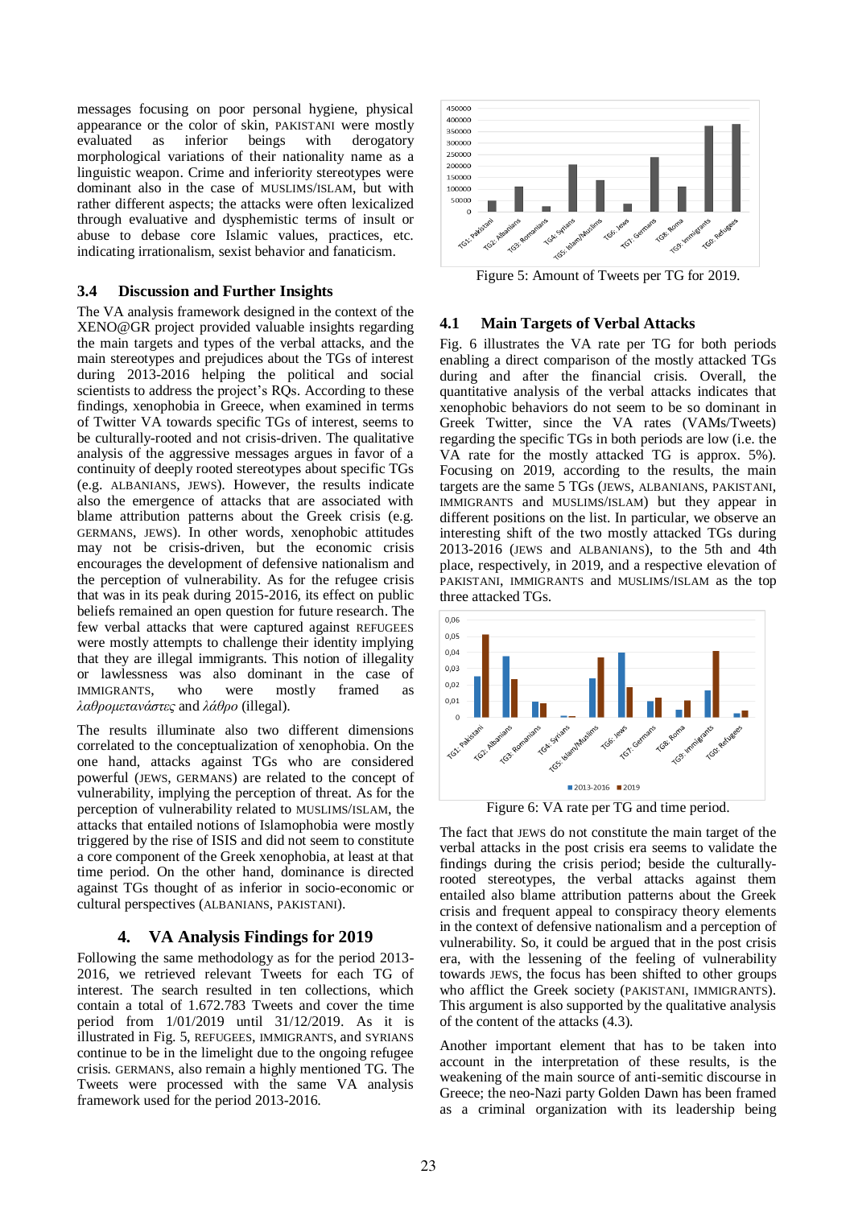messages focusing on poor personal hygiene, physical appearance or the color of skin, PAKISTANI were mostly evaluated as inferior beings with derogatory morphological variations of their nationality name as a linguistic weapon. Crime and inferiority stereotypes were dominant also in the case of MUSLIMS/ISLAM, but with rather different aspects; the attacks were often lexicalized through evaluative and dysphemistic terms of insult or abuse to debase core Islamic values, practices, etc. indicating irrationalism, sexist behavior and fanaticism.

### 3.4 Discussion and Further Insights

The VA analysis framework designed in the context of the XENO@GR project provided valuable insights regarding the main targets and types of the verbal attacks, and the main stereotypes and prejudices about the TGs of interest during 2013-2016 helping the political and social scientists to address the project's RQs. According to these findings, xenophobia in Greece, when examined in terms of Twitter VA towards specific TGs of interest, seems to be culturally-rooted and not crisis-driven. The qualitative analysis of the aggressive messages argues in favor of a continuity of deeply rooted stereotypes about specific TGs (e.g. ALBANIANS, JEWS). However, the results indicate also the emergence of attacks that are associated with blame attribution patterns about the Greek crisis (e.g. GERMANS, JEWS). In other words, xenophobic attitudes may not be crisis-driven, but the economic crisis encourages the development of defensive nationalism and the perception of vulnerability. As for the refugee crisis that was in its peak during 2015-2016, its effect on public beliefs remained an open question for future research. The few verbal attacks that were captured against REFUGEES were mostly attempts to challenge their identity implying that they are illegal immigrants. This notion of illegality or lawlessness was also dominant in the case of IMMIGRANTS, who were mostly framed as *λαθρομετανάστες* and *λάθρο* (illegal).

The results illuminate also two different dimensions correlated to the conceptualization of xenophobia. On the one hand, attacks against TGs who are considered powerful (JEWS, GERMANS) are related to the concept of vulnerability, implying the perception of threat. As for the perception of vulnerability related to MUSLIMS/ISLAM, the attacks that entailed notions of Islamophobia were mostly triggered by the rise of ISIS and did not seem to constitute a core component of the Greek xenophobia, at least at that time period. On the other hand, dominance is directed against TGs thought of as inferior in socio-economic or cultural perspectives (ALBANIANS, PAKISTANI).

## 4. VA Analysis Findings for 2019

Following the same methodology as for the period 2013-2016, we retrieved relevant Tweets for each TG of interest. The search resulted in ten collections, which contain a total of 1.672.783 Tweets and cover the time period from 1/01/2019 until 31/12/2019. As it is illustrated in Fig. 5, REFUGEES, IMMIGRANTS, and SYRIANS continue to be in the limelight due to the ongoing refugee crisis. GERMANS, also remain a highly mentioned TG. The Tweets were processed with the same VA analysis framework used for the period 2013-2016.

Figure 5: Amount of Tweets per TG for 2019.

### 4.1 Main Targets of Verbal Attacks

Fig. 6 illustrates the VA rate per TG for both periods enabling a direct comparison of the mostly attacked TGs during and after the financial crisis. Overall, the quantitative analysis of the verbal attacks indicates that xenophobic behaviors do not seem to be so dominant in Greek Twitter, since the VA rates (VAMs/Tweets) regarding the specific TGs in both periods are low (i.e. the VA rate for the mostly attacked TG is approx. 5%). Focusing on 2019, according to the results, the main targets are the same 5 TGs (JEWS, ALBANIANS, PAKISTANI, IMMIGRANTS and MUSLIMS/ISLAM) but they appear in different positions on the list. In particular, we observe an interesting shift of the two mostly attacked TGs during 2013-2016 (JEWS and ALBANIANS), to the 5th and 4th place, respectively, in 2019, and a respective elevation of PAKISTANI, IMMIGRANTS and MUSLIMS/ISLAM as the top three attacked TGs.

Figure 6: VA rate per TG and time period.

The fact that JEWS do not constitute the main target of the verbal attacks in the post crisis era seems to validate the findings during the crisis period; beside the culturally-rooted stereotypes, the verbal attacks against them entailed also blame attribution patterns about the Greek crisis and frequent appeal to conspiracy theory elements in the context of defensive nationalism and a perception of vulnerability. So, it could be argued that in the post crisis era, with the lessening of the feeling of vulnerability towards JEWS, the focus has been shifted to other groups who afflict the Greek society (PAKISTANI, IMMIGRANTS). This argument is also supported by the qualitative analysis of the content of the attacks (4.3).

Another important element that has to be taken into account in the interpretation of these results, is the weakening of the main source of anti-semitic discourse in Greece; the neo-Nazi party Golden Dawn has been framed as a criminal organization with its leadership being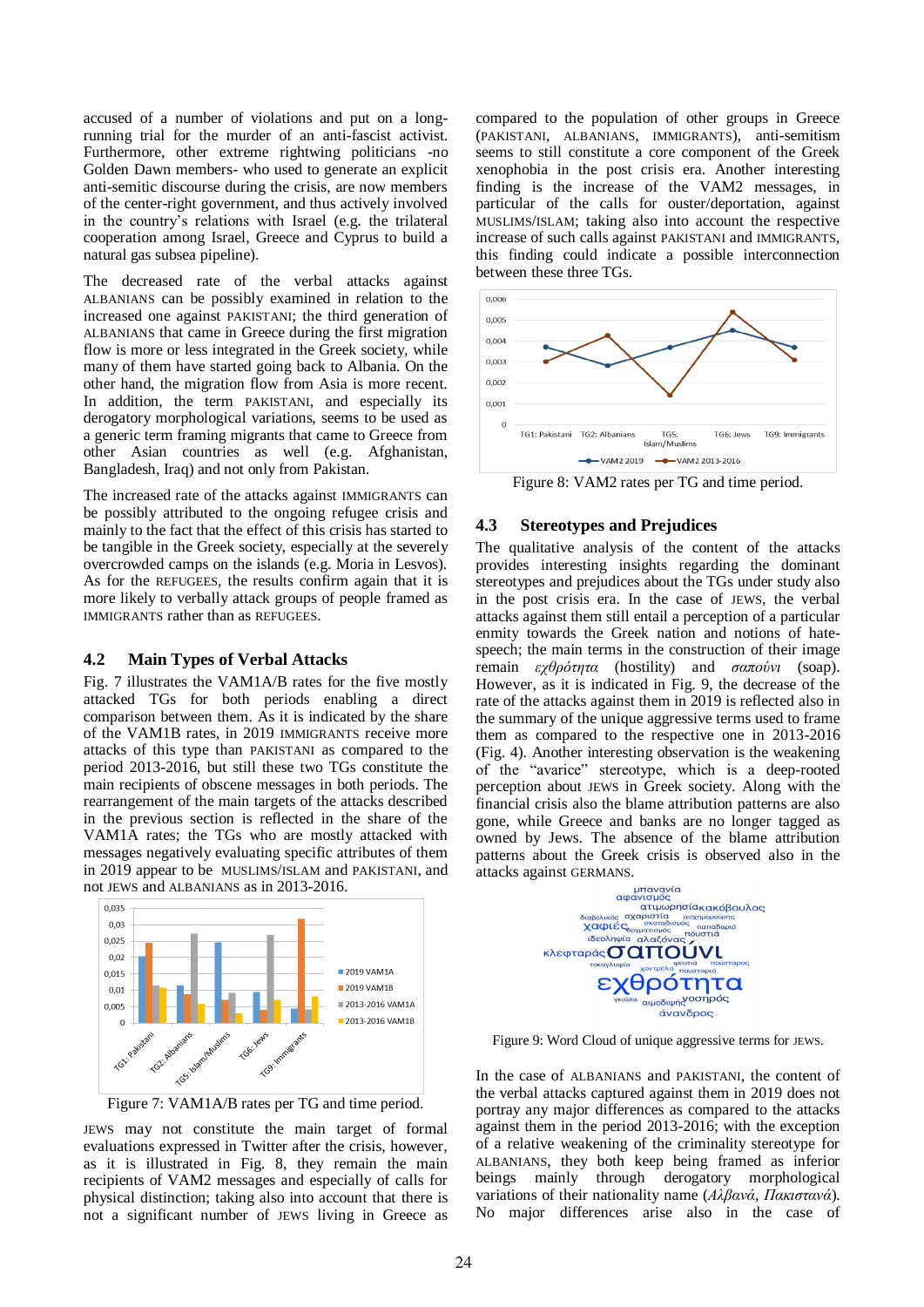accused of a number of violations and put on a long-running trial for the murder of an anti-fascist activist. Furthermore, other extreme rightwing politicians -no Golden Dawn members- who used to generate an explicit anti-semitic discourse during the crisis, are now members of the center-right government, and thus actively involved in the country's relations with Israel (e.g. the trilateral cooperation among Israel, Greece and Cyprus to build a natural gas subsea pipeline).

The decreased rate of the verbal attacks against ALBANIANS can be possibly examined in relation to the increased one against PAKISTANI; the third generation of ALBANIANS that came in Greece during the first migration flow is more or less integrated in the Greek society, while many of them have started going back to Albania. On the other hand, the migration flow from Asia is more recent. In addition, the term PAKISTANI, and especially its derogatory morphological variations, seems to be used as a generic term framing migrants that came to Greece from other Asian countries as well (e.g. Afghanistan, Bangladesh, Iraq) and not only from Pakistan.

The increased rate of the attacks against IMMIGRANTS can be possibly attributed to the ongoing refugee crisis and mainly to the fact that the effect of this crisis has started to be tangible in the Greek society, especially at the severely overcrowded camps on the islands (e.g. Moria in Lesvos). As for the REFUGEES, the results confirm again that it is more likely to verbally attack groups of people framed as IMMIGRANTS rather than as REFUGEES.

## 4.2 Main Types of Verbal Attacks

Fig. 7 illustrates the VAM1A/B rates for the five mostly attacked TGs for both periods enabling a direct comparison between them. As it is indicated by the share of the VAM1B rates, in 2019 IMMIGRANTS receive more attacks of this type than PAKISTANI as compared to the period 2013-2016, but still these two TGs constitute the main recipients of obscene messages in both periods. The rearrangement of the main targets of the attacks described in the previous section is reflected in the share of the VAM1A rates; the TGs who are mostly attacked with messages negatively evaluating specific attributes of them in 2019 appear to be MUSLIMS/ISLAM and PAKISTANI, and not JEWS and ALBANIANS as in 2013-2016.

Figure 7: VAM1A/B rates per TG and time period.

JEWS may not constitute the main target of formal evaluations expressed in Twitter after the crisis, however, as it is illustrated in Fig. 8, they remain the main recipients of VAM2 messages and especially of calls for physical distinction; taking also into account that there is not a significant number of JEWS living in Greece as compared to the population of other groups in Greece (PAKISTANI, ALBANIANS, IMMIGRANTS), anti-semitism seems to still constitute a core component of the Greek xenophobia in the post crisis era. Another interesting finding is the increase of the VAM2 messages, in particular of the calls for ouster/deportation, against MUSLIMS/ISLAM; taking also into account the respective increase of such calls against PAKISTANI and IMMIGRANTS, this finding could indicate a possible interconnection between these three TGs.

Figure 8: VAM2 rates per TG and time period.

## 4.3 Stereotypes and Prejudices

The qualitative analysis of the content of the attacks provides interesting insights regarding the dominant stereotypes and prejudices about the TGs under study also in the post crisis era. In the case of JEWS, the verbal attacks against them still entail a perception of a particular enmity towards the Greek nation and notions of hate-speech; the main terms in the construction of their image remain *εχθρότητα* (hostility) and *σαπούνι* (soap). However, as it is indicated in Fig. 9, the decrease of the rate of the attacks against them in 2019 is reflected also in the summary of the unique aggressive terms used to frame them as compared to the respective one in 2013-2016 (Fig. 4). Another interesting observation is the weakening of the "avarice" stereotype, which is a deep-rooted perception about JEWS in Greek society. Along with the financial crisis also the blame attribution patterns are also gone, while Greece and banks are no longer tagged as owned by Jews. The absence of the blame attribution patterns about the Greek crisis is observed also in the attacks against GERMANS.

Figure 9: Word Cloud of unique aggressive terms for JEWS.

In the case of ALBANIANS and PAKISTANI, the content of the verbal attacks captured against them in 2019 does not portray any major differences as compared to the attacks against them in the period 2013-2016; with the exception of a relative weakening of the criminality stereotype for ALBANIANS, they both keep being framed as inferior beings mainly through derogatory morphological variations of their nationality name (*Αλβανά*, *Πακιστανά*). No major differences arise also in the case of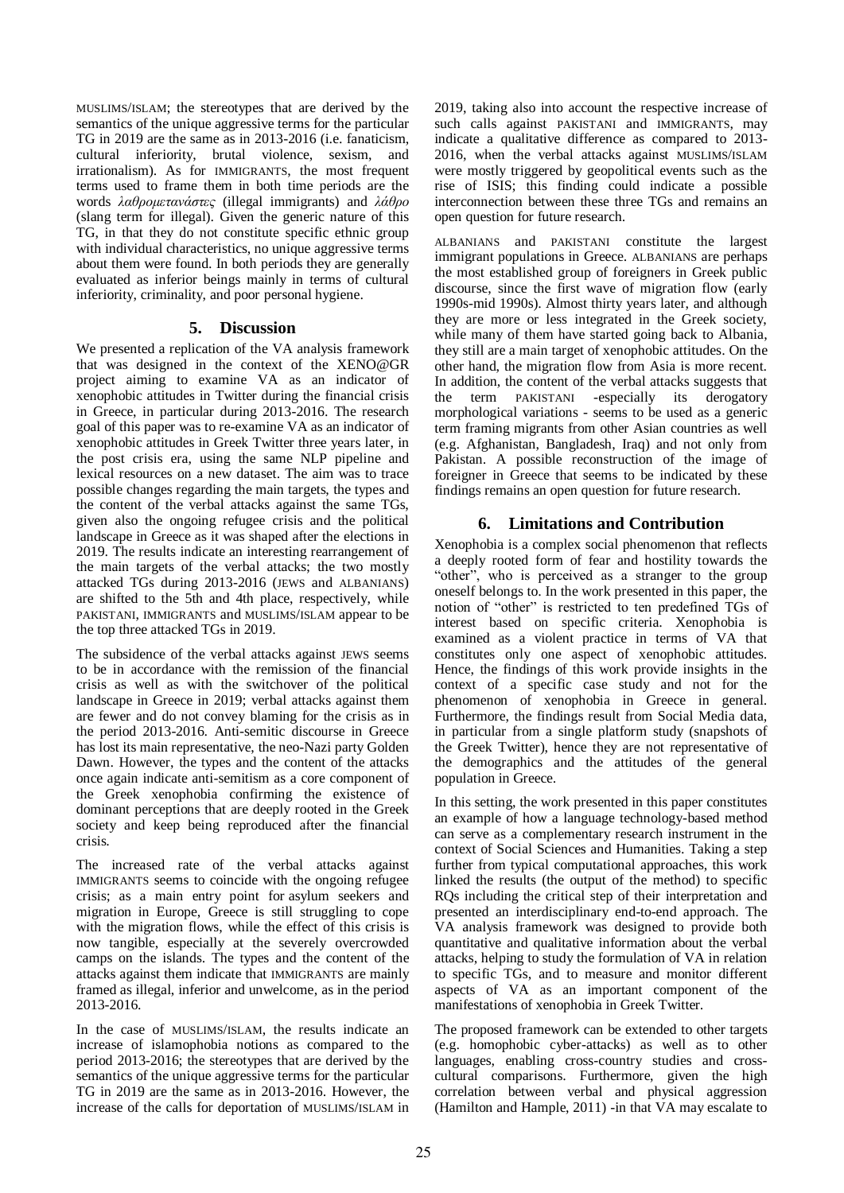MUSLIMS/ISLAM; the stereotypes that are derived by the semantics of the unique aggressive terms for the particular TG in 2019 are the same as in 2013-2016 (i.e. fanaticism, cultural inferiority, brutal violence, sexism, and irrationalism). As for IMMIGRANTS, the most frequent terms used to frame them in both time periods are the words *λαθρομετανάστες* (illegal immigrants) and *λάθρο* (slang term for illegal). Given the generic nature of this TG, in that they do not constitute specific ethnic group with individual characteristics, no unique aggressive terms about them were found. In both periods they are generally evaluated as inferior beings mainly in terms of cultural inferiority, criminality, and poor personal hygiene.

## 5. Discussion

We presented a replication of the VA analysis framework that was designed in the context of the XENO@GR project aiming to examine VA as an indicator of xenophobic attitudes in Twitter during the financial crisis in Greece, in particular during 2013-2016. The research goal of this paper was to re-examine VA as an indicator of xenophobic attitudes in Greek Twitter three years later, in the post crisis era, using the same NLP pipeline and lexical resources on a new dataset. The aim was to trace possible changes regarding the main targets, the types and the content of the verbal attacks against the same TGs, given also the ongoing refugee crisis and the political landscape in Greece as it was shaped after the elections in 2019. The results indicate an interesting rearrangement of the main targets of the verbal attacks; the two mostly attacked TGs during 2013-2016 (JEWS and ALBANIANS) are shifted to the 5th and 4th place, respectively, while PAKISTANI, IMMIGRANTS and MUSLIMS/ISLAM appear to be the top three attacked TGs in 2019.

The subsidence of the verbal attacks against JEWS seems to be in accordance with the remission of the financial crisis as well as with the switchover of the political landscape in Greece in 2019; verbal attacks against them are fewer and do not convey blaming for the crisis as in the period 2013-2016. Anti-semitic discourse in Greece has lost its main representative, the neo-Nazi party Golden Dawn. However, the types and the content of the attacks once again indicate anti-semitism as a core component of the Greek xenophobia confirming the existence of dominant perceptions that are deeply rooted in the Greek society and keep being reproduced after the financial crisis.

The increased rate of the verbal attacks against IMMIGRANTS seems to coincide with the ongoing refugee crisis; as a main entry point for asylum seekers and migration in Europe, Greece is still struggling to cope with the migration flows, while the effect of this crisis is now tangible, especially at the severely overcrowded camps on the islands. The types and the content of the attacks against them indicate that IMMIGRANTS are mainly framed as illegal, inferior and unwelcome, as in the period 2013-2016.

In the case of MUSLIMS/ISLAM, the results indicate an increase of islamophobia notions as compared to the period 2013-2016; the stereotypes that are derived by the semantics of the unique aggressive terms for the particular TG in 2019 are the same as in 2013-2016. However, the increase of the calls for deportation of MUSLIMS/ISLAM in 2019, taking also into account the respective increase of such calls against PAKISTANI and IMMIGRANTS, may indicate a qualitative difference as compared to 2013-2016, when the verbal attacks against MUSLIMS/ISLAM were mostly triggered by geopolitical events such as the rise of ISIS; this finding could indicate a possible interconnection between these three TGs and remains an open question for future research.

ALBANIANS and PAKISTANI constitute the largest immigrant populations in Greece. ALBANIANS are perhaps the most established group of foreigners in Greek public discourse, since the first wave of migration flow (early 1990s-mid 1990s). Almost thirty years later, and although they are more or less integrated in the Greek society, while many of them have started going back to Albania, they still are a main target of xenophobic attitudes. On the other hand, the migration flow from Asia is more recent. In addition, the content of the verbal attacks suggests that the term PAKISTANI -especially its derogatory morphological variations - seems to be used as a generic term framing migrants from other Asian countries as well (e.g. Afghanistan, Bangladesh, Iraq) and not only from Pakistan. A possible reconstruction of the image of foreigner in Greece that seems to be indicated by these findings remains an open question for future research.

## 6. Limitations and Contribution

Xenophobia is a complex social phenomenon that reflects a deeply rooted form of fear and hostility towards the "other", who is perceived as a stranger to the group oneself belongs to. In the work presented in this paper, the notion of "other" is restricted to ten predefined TGs of interest based on specific criteria. Xenophobia is examined as a violent practice in terms of VA that constitutes only one aspect of xenophobic attitudes. Hence, the findings of this work provide insights in the context of a specific case study and not for the phenomenon of xenophobia in Greece in general. Furthermore, the findings result from Social Media data, in particular from a single platform study (snapshots of the Greek Twitter), hence they are not representative of the demographics and the attitudes of the general population in Greece.

In this setting, the work presented in this paper constitutes an example of how a language technology-based method can serve as a complementary research instrument in the context of Social Sciences and Humanities. Taking a step further from typical computational approaches, this work linked the results (the output of the method) to specific RQs including the critical step of their interpretation and presented an interdisciplinary end-to-end approach. The VA analysis framework was designed to provide both quantitative and qualitative information about the verbal attacks, helping to study the formulation of VA in relation to specific TGs, and to measure and monitor different aspects of VA as an important component of the manifestations of xenophobia in Greek Twitter.

The proposed framework can be extended to other targets (e.g. homophobic cyber-attacks) as well as to other languages, enabling cross-country studies and cross-cultural comparisons. Furthermore, given the high correlation between verbal and physical aggression (Hamilton and Hample, 2011) -in that VA may escalate to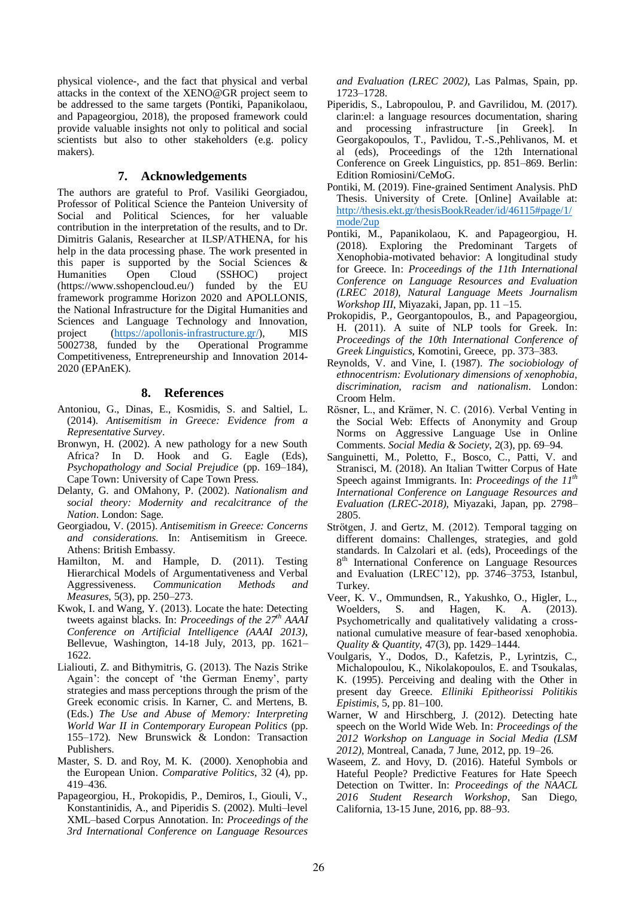physical violence-, and the fact that physical and verbal attacks in the context of the XENO@GR project seem to be addressed to the same targets (Pontiki, Papanikolaou, and Papageorgiou, 2018), the proposed framework could provide valuable insights not only to political and social scientists but also to other stakeholders (e.g. policy makers).

## 7. Acknowledgements

The authors are grateful to Prof. Vasiliki Georgiadou, Professor of Political Science the Panteion University of Social and Political Sciences, for her valuable contribution in the interpretation of the results, and to Dr. Dimitris Galanis, Researcher at ILSP/ATHENA, for his help in the data processing phase. The work presented in this paper is supported by the Social Sciences & Humanities Open Cloud (SSHOC) project (https://www.sshopencloud.eu/) funded by the EU framework programme Horizon 2020 and APOLLONIS, the National Infrastructure for the Digital Humanities and Sciences and Language Technology and Innovation, project (https://apollonis-infrastructure.gr/), MIS 5002738, funded by the Operational Programme Competitiveness, Entrepreneurship and Innovation 2014-2020 (EPAnEK).

## 8. References

Antoniou, G., Dinas, E., Kosmidis, S. and Saltiel, L. (2014). *Antisemitism in Greece: Evidence from a Representative Survey*.

Bronwyn, H. (2002). A new pathology for a new South Africa? In D. Hook and G. Eagle (Eds), *Psychopathology and Social Prejudice* (pp. 169–184), Cape Town: University of Cape Town Press.

Delanty, G. and OMahony, P. (2002). *Nationalism and social theory: Modernity and recalcitrance of the Nation*. London: Sage.

Georgiadou, V. (2015). *Antisemitism in Greece: Concerns and considerations.* In: Antisemitism in Greece. Athens: British Embassy.

Hamilton, M. and Hample, D. (2011). Testing Hierarchical Models of Argumentativeness and Verbal Aggressiveness. *Communication Methods and Measures*, 5(3), pp. 250–273.

Kwok, I. and Wang, Y. (2013). Locate the hate: Detecting tweets against blacks. In: *Proceedings of the 27th AAAI Conference on Artificial Intelligence (AAAI 2013)*, Bellevue, Washington, 14-18 July, 2013, pp. 1621–1622.

Lialiouti, Z. and Bithymitris, G. (2013). The Nazis Strike Again': the concept of 'the German Enemy', party strategies and mass perceptions through the prism of the Greek economic crisis. In Karner, C. and Mertens, B. (Eds.) *The Use and Abuse of Memory: Interpreting World War II in Contemporary European Politics* (pp. 155–172). New Brunswick & London: Transaction Publishers.

Master, S. D. and Roy, M. K. (2000). Xenophobia and the European Union. *Comparative Politics*, 32 (4), pp. 419–436.

Papageorgiou, H., Prokopidis, P., Demiros, I., Giouli, V., Konstantinidis, A., and Piperidis S. (2002). Multi–level XML–based Corpus Annotation. In: *Proceedings of the 3rd International Conference on Language Resources and Evaluation (LREC 2002)*, Las Palmas, Spain, pp. 1723–1728.

Piperidis, S., Labropoulou, P. and Gavrilidou, M. (2017). clarin:el: a language resources documentation, sharing and processing infrastructure [in Greek]. In Georgakopoulos, T., Pavlidou, T.-S.,Pehlivanos, M. et al (eds), Proceedings of the 12th International Conference on Greek Linguistics, pp. 851–869. Berlin: Edition Romiosini/CeMoG.

Pontiki, M. (2019). Fine-grained Sentiment Analysis. PhD Thesis. University of Crete. [Online] Available at: http://thesis.ekt.gr/thesisBookReader/id/46115#page/1/mode/2up

Pontiki, M., Papanikolaou, K. and Papageorgiou, H. (2018). Exploring the Predominant Targets of Xenophobia-motivated behavior: A longitudinal study for Greece. In: *Proceedings of the 11th International Conference on Language Resources and Evaluation (LREC 2018), Natural Language Meets Journalism Workshop III*, Miyazaki, Japan, pp. 11 –15.

Prokopidis, P., Georgantopoulos, B., and Papageorgiou, H. (2011). A suite of NLP tools for Greek. In: *Proceedings of the 10th International Conference of Greek Linguistics*, Komotini, Greece, pp. 373–383.

Reynolds, V. and Vine, I. (1987). *The sociobiology of ethnocentrism: Evolutionary dimensions of xenophobia, discrimination, racism and nationalism*. London: Croom Helm.

Rösner, L., and Krämer, N. C. (2016). Verbal Venting in the Social Web: Effects of Anonymity and Group Norms on Aggressive Language Use in Online Comments. *Social Media & Society*, 2(3), pp. 69–94.

Sanguinetti, M., Poletto, F., Bosco, C., Patti, V. and Stranisci, M. (2018). An Italian Twitter Corpus of Hate Speech against Immigrants. In: *Proceedings of the 11th International Conference on Language Resources and Evaluation (LREC-2018)*, Miyazaki, Japan, pp. 2798–2805.

Strötgen, J. and Gertz, M. (2012). Temporal tagging on different domains: Challenges, strategies, and gold standards. In Calzolari et al. (eds), Proceedings of the 8th International Conference on Language Resources and Evaluation (LREC'12), pp. 3746–3753, Istanbul, Turkey.

Veer, K. V., Ommundsen, R., Yakushko, O., Higler, L., Woelders, S. and Hagen, K. A. (2013). Psychometrically and qualitatively validating a cross-national cumulative measure of fear-based xenophobia. *Quality & Quantity*, 47(3), pp. 1429–1444.

Voulgaris, Y., Dodos, D., Kafetzis, P., Lyrintzis, C., Michalopoulou, K., Nikolakopoulos, E. and Tsoukalas, K. (1995). Perceiving and dealing with the Other in present day Greece. *Elliniki Epitheorissi Politikis Epistimis*, 5, pp. 81–100.

Warner, W and Hirschberg, J. (2012). Detecting hate speech on the World Wide Web. In: *Proceedings of the 2012 Workshop on Language in Social Media (LSM 2012)*, Montreal, Canada, 7 June, 2012, pp. 19–26.

Waseem, Z. and Hovy, D. (2016). Hateful Symbols or Hateful People? Predictive Features for Hate Speech Detection on Twitter. In: *Proceedings of the NAACL 2016 Student Research Workshop*, San Diego, California, 13-15 June, 2016, pp. 88–93.